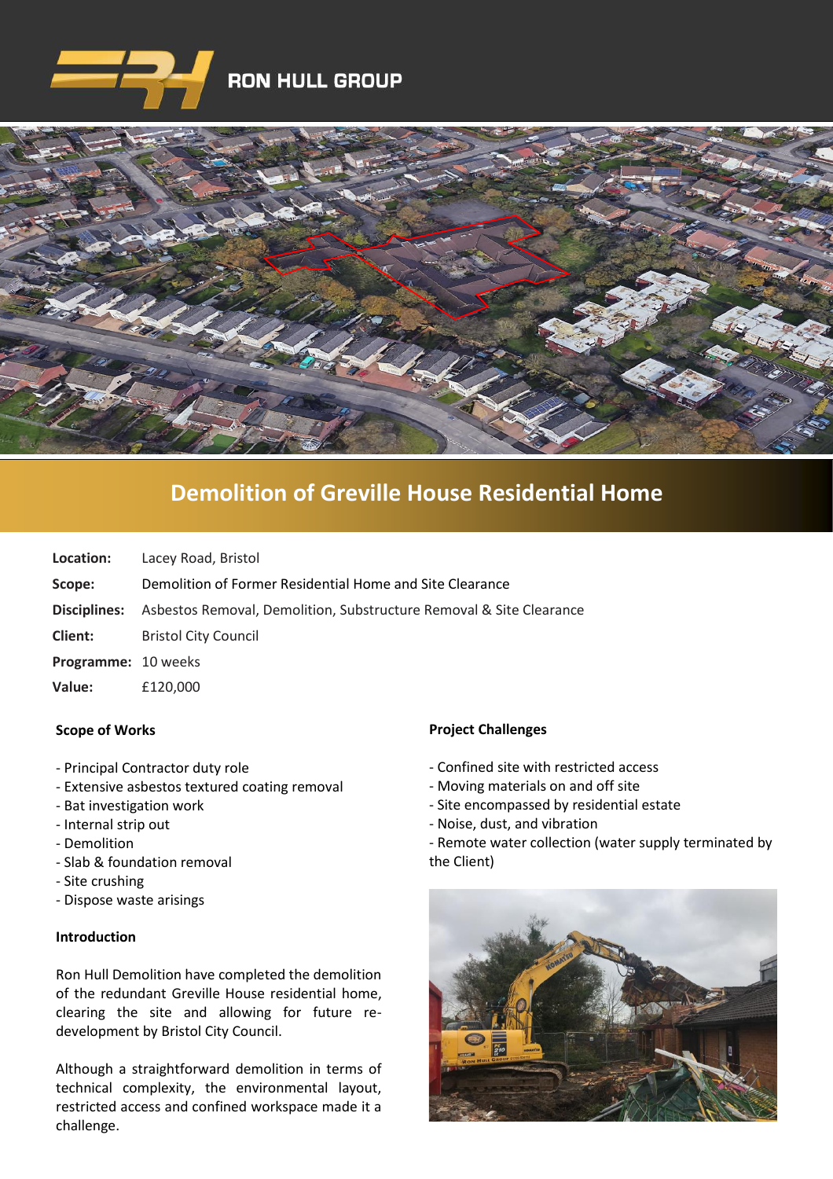RON HULL GROUP

# Demolition of Greville House Residential Home

**Location:** Lacey Road, Bristol

**Scope:** Demolition of Former Residential Home and Site Clearance

**Disciplines:** Asbestos Removal, Demolition, Substructure Removal & Site Clearance

**Client:** Bristol City Council

**Programme:** 10 weeks

**Value:** £120,000

### Scope of Works

- Principal Contractor duty role
- Extensive asbestos textured coating removal
- Bat investigation work
- Internal strip out
- Demolition
- Slab & foundation removal
- Site crushing
- Dispose waste arisings

### Introduction

Ron Hull Demolition have completed the demolition of the redundant Greville House residential home, clearing the site and allowing for future re-development by Bristol City Council.

Although a straightforward demolition in terms of technical complexity, the environmental layout, restricted access and confined workspace made it a challenge.

### Project Challenges

- Confined site with restricted access
- Moving materials on and off site
- Site encompassed by residential estate
- Noise, dust, and vibration
- Remote water collection (water supply terminated by the Client)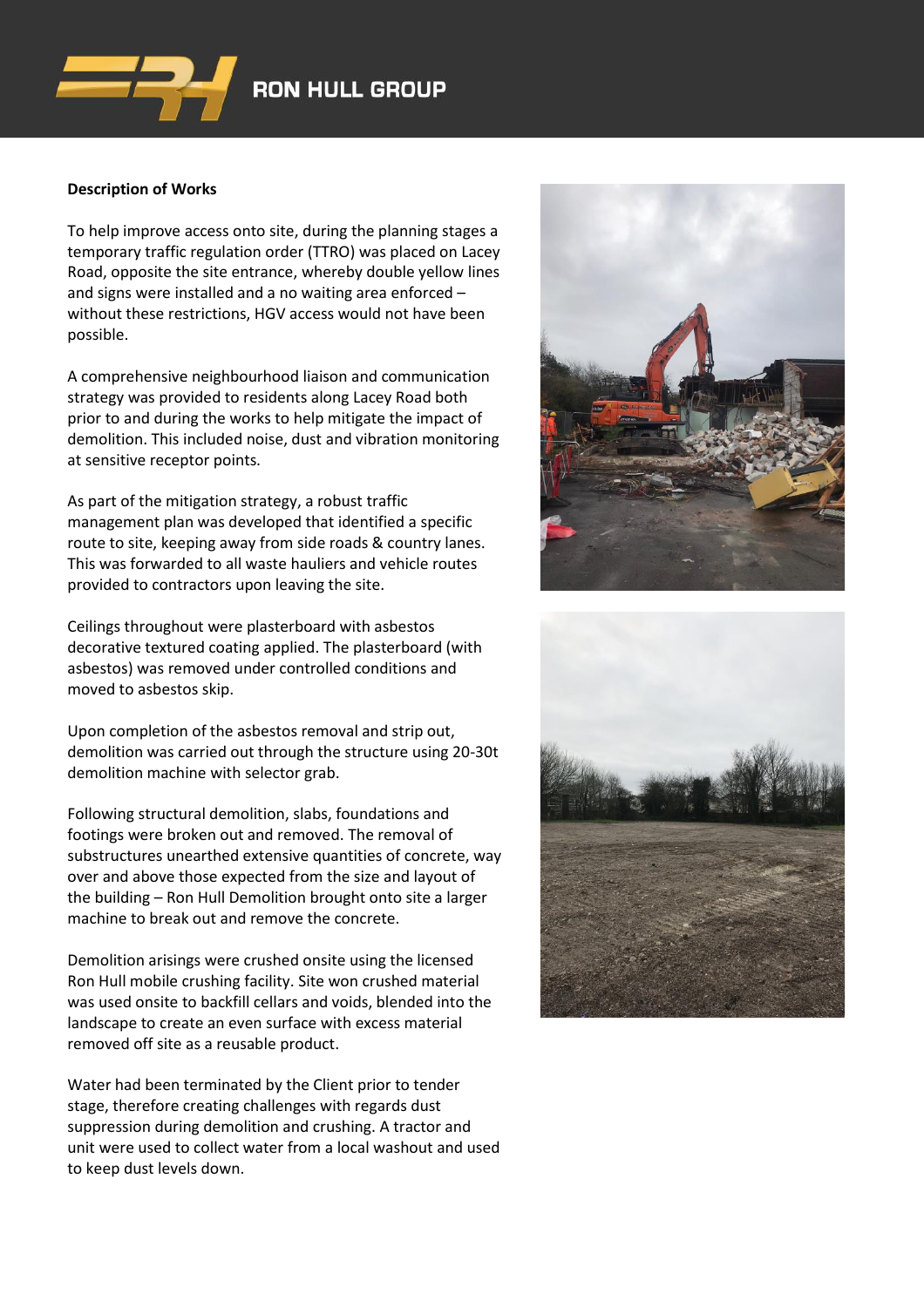**Description of Works**

To help improve access onto site, during the planning stages a temporary traffic regulation order (TTRO) was placed on Lacey Road, opposite the site entrance, whereby double yellow lines and signs were installed and a no waiting area enforced – without these restrictions, HGV access would not have been possible.

A comprehensive neighbourhood liaison and communication strategy was provided to residents along Lacey Road both prior to and during the works to help mitigate the impact of demolition. This included noise, dust and vibration monitoring at sensitive receptor points.

As part of the mitigation strategy, a robust traffic management plan was developed that identified a specific route to site, keeping away from side roads & country lanes. This was forwarded to all waste hauliers and vehicle routes provided to contractors upon leaving the site.

Ceilings throughout were plasterboard with asbestos decorative textured coating applied. The plasterboard (with asbestos) was removed under controlled conditions and moved to asbestos skip.

Upon completion of the asbestos removal and strip out, demolition was carried out through the structure using 20-30t demolition machine with selector grab.

Following structural demolition, slabs, foundations and footings were broken out and removed. The removal of substructures unearthed extensive quantities of concrete, way over and above those expected from the size and layout of the building – Ron Hull Demolition brought onto site a larger machine to break out and remove the concrete.

Demolition arisings were crushed onsite using the licensed Ron Hull mobile crushing facility. Site won crushed material was used onsite to backfill cellars and voids, blended into the landscape to create an even surface with excess material removed off site as a reusable product.

Water had been terminated by the Client prior to tender stage, therefore creating challenges with regards dust suppression during demolition and crushing. A tractor and unit were used to collect water from a local washout and used to keep dust levels down.